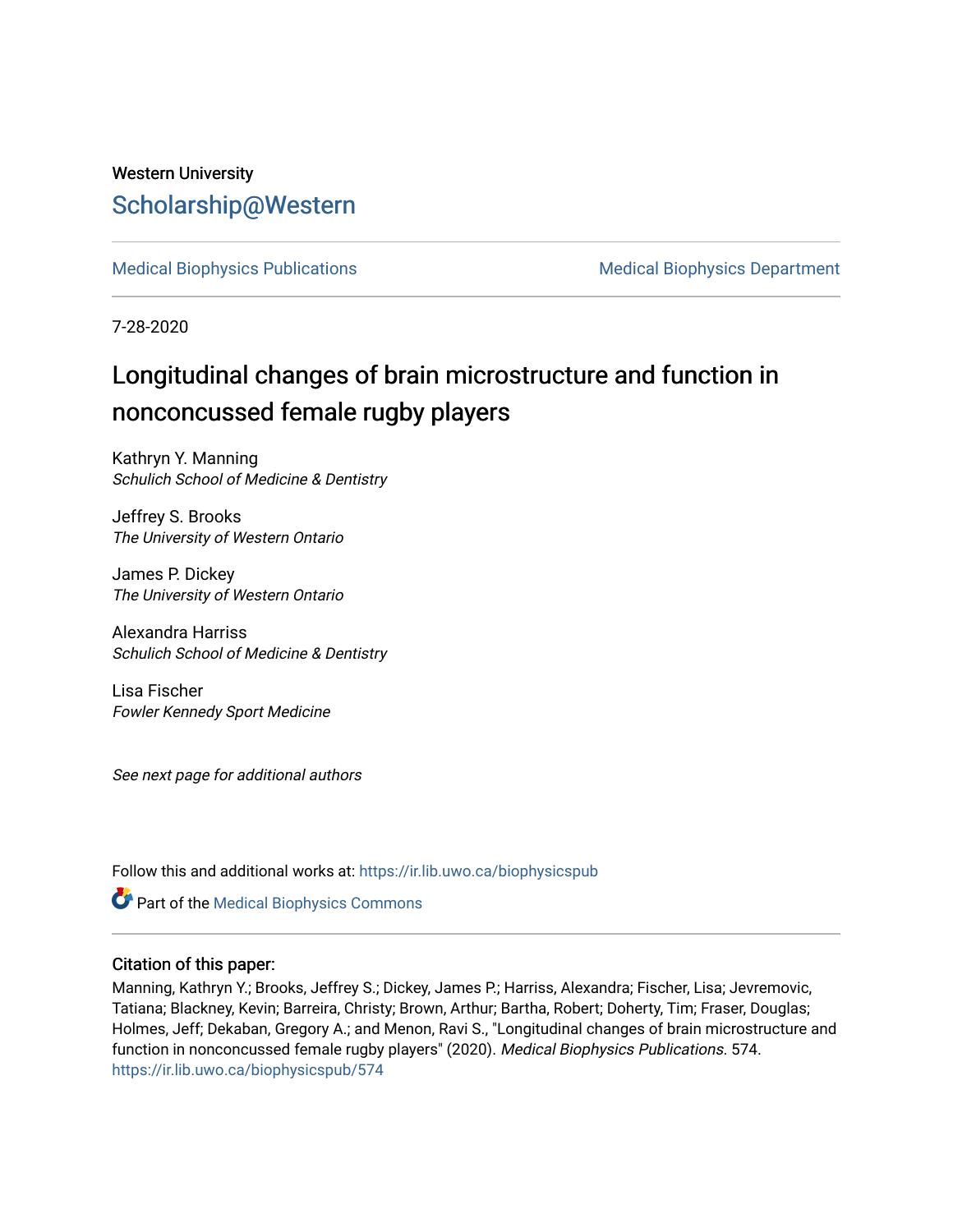Western University

# Scholarship@Western

Medical Biophysics Publications

Medical Biophysics Department

7-28-2020

## Longitudinal changes of brain microstructure and function in nonconcussed female rugby players

Kathryn Y. Manning
*Schulich School of Medicine & Dentistry*

Jeffrey S. Brooks
*The University of Western Ontario*

James P. Dickey
*The University of Western Ontario*

Alexandra Harriss
*Schulich School of Medicine & Dentistry*

Lisa Fischer
*Fowler Kennedy Sport Medicine*

*See next page for additional authors*

Follow this and additional works at: https://ir.lib.uwo.ca/biophysicspub

Part of the Medical Biophysics Commons

### Citation of this paper:

Manning, Kathryn Y.; Brooks, Jeffrey S.; Dickey, James P.; Harriss, Alexandra; Fischer, Lisa; Jevremovic, Tatiana; Blackney, Kevin; Barreira, Christy; Brown, Arthur; Bartha, Robert; Doherty, Tim; Fraser, Douglas; Holmes, Jeff; Dekaban, Gregory A.; and Menon, Ravi S., "Longitudinal changes of brain microstructure and function in nonconcussed female rugby players" (2020). *Medical Biophysics Publications*. 574.
https://ir.lib.uwo.ca/biophysicspub/574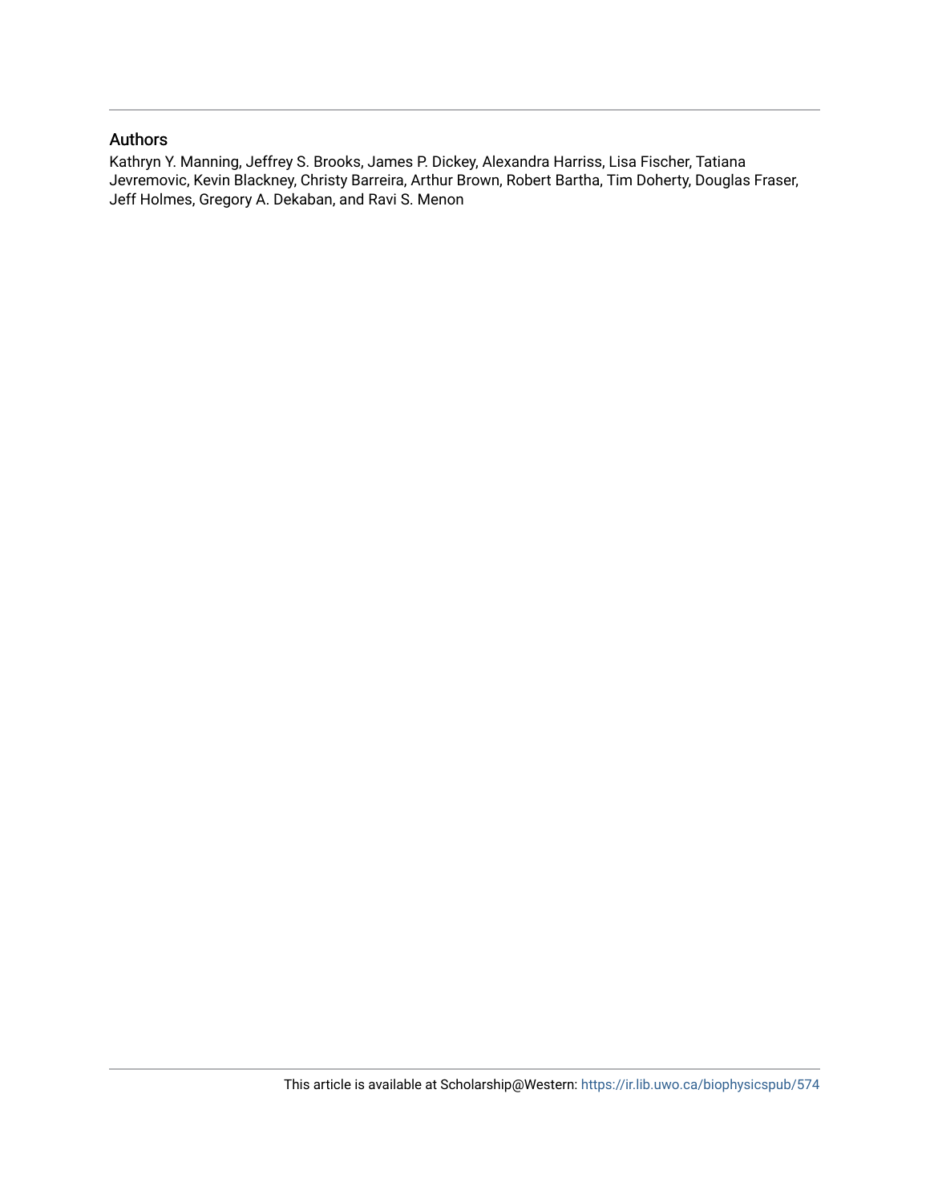## Authors

Kathryn Y. Manning, Jeffrey S. Brooks, James P. Dickey, Alexandra Harriss, Lisa Fischer, Tatiana Jevremovic, Kevin Blackney, Christy Barreira, Arthur Brown, Robert Bartha, Tim Doherty, Douglas Fraser, Jeff Holmes, Gregory A. Dekaban, and Ravi S. Menon

This article is available at Scholarship@Western: https://ir.lib.uwo.ca/biophysicspub/574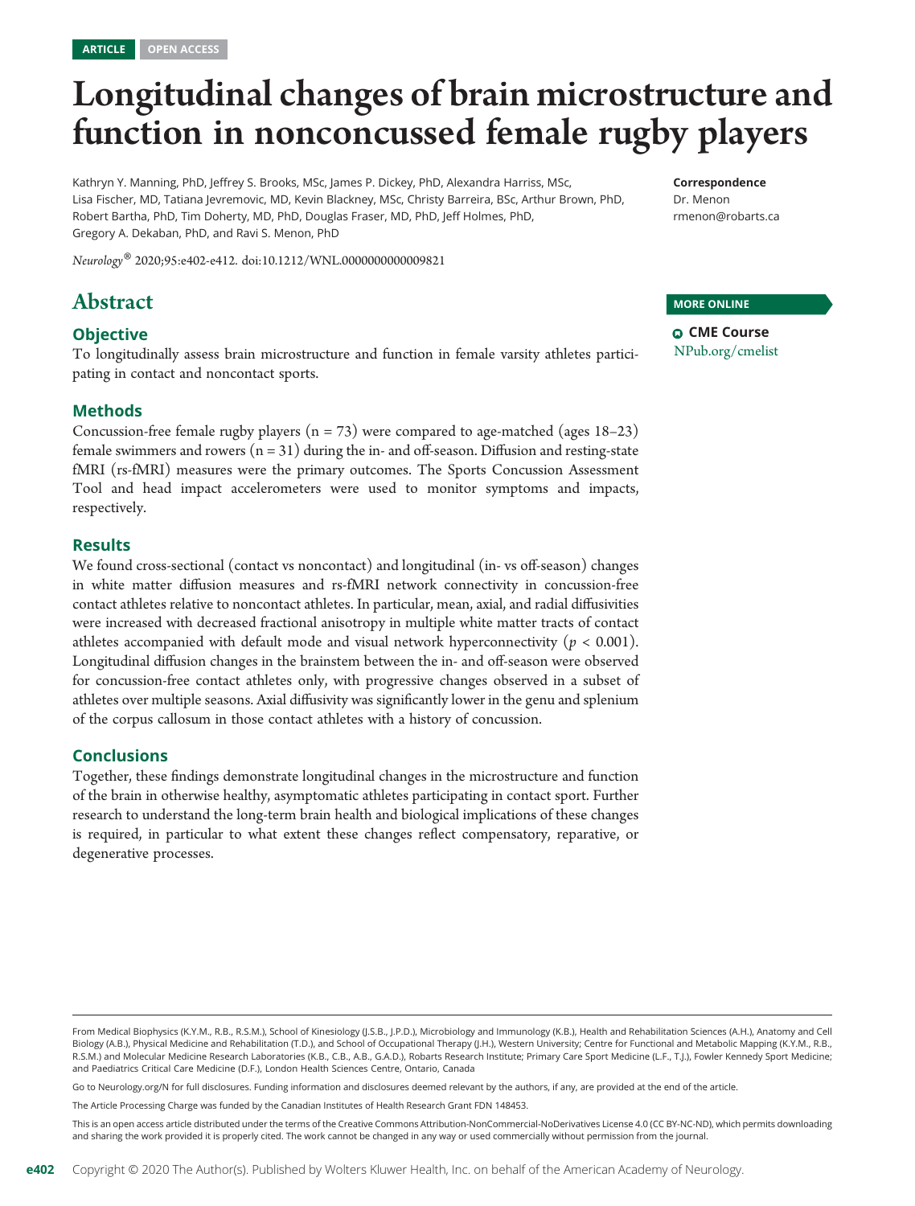ARTICLE OPEN ACCESS

# Longitudinal changes of brain microstructure and function in nonconcussed female rugby players

Kathryn Y. Manning, PhD, Jeffrey S. Brooks, MSc, James P. Dickey, PhD, Alexandra Harriss, MSc, Lisa Fischer, MD, Tatiana Jevremovic, MD, Kevin Blackney, MSc, Christy Barreira, BSc, Arthur Brown, PhD, Robert Bartha, PhD, Tim Doherty, MD, PhD, Douglas Fraser, MD, PhD, Jeff Holmes, PhD, Gregory A. Dekaban, PhD, and Ravi S. Menon, PhD

*Neurology*® 2020;95:e402-e412. doi:10.1212/WNL.0000000000009821

**Correspondence**
Dr. Menon
rmenon@robarts.ca

**MORE ONLINE**

**CME Course**
NPub.org/cmelist

## Abstract

### Objective

To longitudinally assess brain microstructure and function in female varsity athletes participating in contact and noncontact sports.

### Methods

Concussion-free female rugby players (n = 73) were compared to age-matched (ages 18–23) female swimmers and rowers (n = 31) during the in- and off-season. Diffusion and resting-state fMRI (rs-fMRI) measures were the primary outcomes. The Sports Concussion Assessment Tool and head impact accelerometers were used to monitor symptoms and impacts, respectively.

### Results

We found cross-sectional (contact vs noncontact) and longitudinal (in- vs off-season) changes in white matter diffusion measures and rs-fMRI network connectivity in concussion-free contact athletes relative to noncontact athletes. In particular, mean, axial, and radial diffusivities were increased with decreased fractional anisotropy in multiple white matter tracts of contact athletes accompanied with default mode and visual network hyperconnectivity ($p < 0.001$). Longitudinal diffusion changes in the brainstem between the in- and off-season were observed for concussion-free contact athletes only, with progressive changes observed in a subset of athletes over multiple seasons. Axial diffusivity was significantly lower in the genu and splenium of the corpus callosum in those contact athletes with a history of concussion.

### Conclusions

Together, these findings demonstrate longitudinal changes in the microstructure and function of the brain in otherwise healthy, asymptomatic athletes participating in contact sport. Further research to understand the long-term brain health and biological implications of these changes is required, in particular to what extent these changes reflect compensatory, reparative, or degenerative processes.

From Medical Biophysics (K.Y.M., R.B., R.S.M.), School of Kinesiology (J.S.B., J.P.D.), Microbiology and Immunology (K.B.), Health and Rehabilitation Sciences (A.H.), Anatomy and Cell Biology (A.B.), Physical Medicine and Rehabilitation (T.D.), and School of Occupational Therapy (J.H.), Western University; Centre for Functional and Metabolic Mapping (K.Y.M., R.B., R.S.M.) and Molecular Medicine Research Laboratories (K.B., C.B., A.B., G.A.D.), Robarts Research Institute; Primary Care Sport Medicine (L.F., T.J.), Fowler Kennedy Sport Medicine; and Paediatrics Critical Care Medicine (D.F.), London Health Sciences Centre, Ontario, Canada

Go to Neurology.org/N for full disclosures. Funding information and disclosures deemed relevant by the authors, if any, are provided at the end of the article.

The Article Processing Charge was funded by the Canadian Institutes of Health Research Grant FDN 148453.

This is an open access article distributed under the terms of the Creative Commons Attribution-NonCommercial-NoDerivatives License 4.0 (CC BY-NC-ND), which permits downloading and sharing the work provided it is properly cited. The work cannot be changed in any way or used commercially without permission from the journal.

Copyright © 2020 The Author(s). Published by Wolters Kluwer Health, Inc. on behalf of the American Academy of Neurology.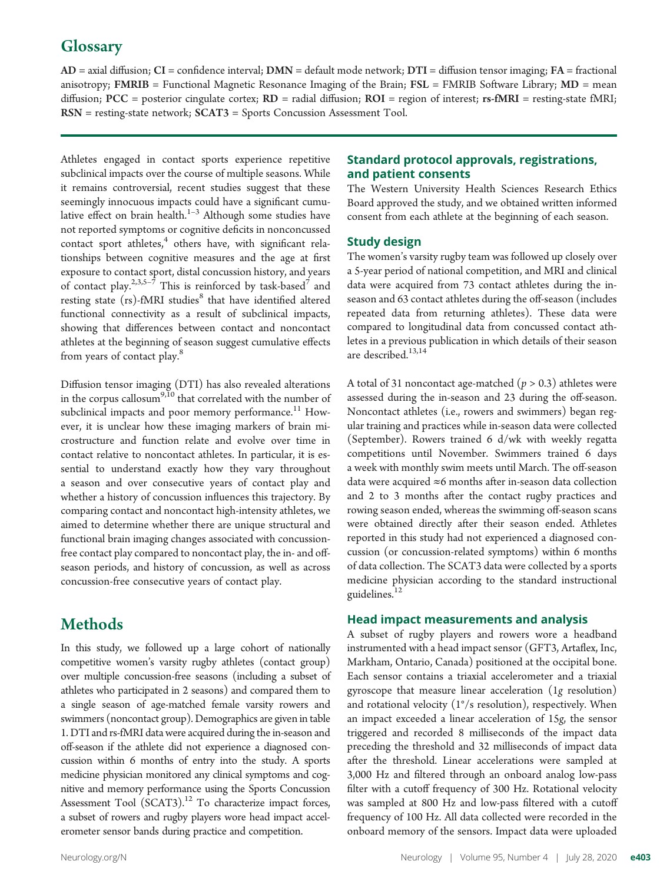## Glossary

**AD** = axial diffusion; **CI** = confidence interval; **DMN** = default mode network; **DTI** = diffusion tensor imaging; **FA** = fractional anisotropy; **FMRIB** = Functional Magnetic Resonance Imaging of the Brain; **FSL** = FMRIB Software Library; **MD** = mean diffusion; **PCC** = posterior cingulate cortex; **RD** = radial diffusion; **ROI** = region of interest; **rs-fMRI** = resting-state fMRI; **RSN** = resting-state network; **SCAT3** = Sports Concussion Assessment Tool.

Athletes engaged in contact sports experience repetitive subclinical impacts over the course of multiple seasons. While it remains controversial, recent studies suggest that these seemingly innocuous impacts could have a significant cumulative effect on brain health.[1–3] Although some studies have not reported symptoms or cognitive deficits in nonconcussed contact sport athletes,[4] others have, with significant relationships between cognitive measures and the age at first exposure to contact sport, distal concussion history, and years of contact play.[2,3,5–7] This is reinforced by task-based[7] and resting state (rs)-fMRI studies[8] that have identified altered functional connectivity as a result of subclinical impacts, showing that differences between contact and noncontact athletes at the beginning of season suggest cumulative effects from years of contact play.[8]

Diffusion tensor imaging (DTI) has also revealed alterations in the corpus callosum[9,10] that correlated with the number of subclinical impacts and poor memory performance.[11] However, it is unclear how these imaging markers of brain microstructure and function relate and evolve over time in contact relative to noncontact athletes. In particular, it is essential to understand exactly how they vary throughout a season and over consecutive years of contact play and whether a history of concussion influences this trajectory. By comparing contact and noncontact high-intensity athletes, we aimed to determine whether there are unique structural and functional brain imaging changes associated with concussion-free contact play compared to noncontact play, the in- and off-season periods, and history of concussion, as well as across concussion-free consecutive years of contact play.

# Methods

In this study, we followed up a large cohort of nationally competitive women's varsity rugby athletes (contact group) over multiple concussion-free seasons (including a subset of athletes who participated in 2 seasons) and compared them to a single season of age-matched female varsity rowers and swimmers (noncontact group). Demographics are given in table 1. DTI and rs-fMRI data were acquired during the in-season and off-season if the athlete did not experience a diagnosed concussion within 6 months of entry into the study. A sports medicine physician monitored any clinical symptoms and cognitive and memory performance using the Sports Concussion Assessment Tool (SCAT3).[12] To characterize impact forces, a subset of rowers and rugby players wore head impact accelerometer sensor bands during practice and competition.

## Standard protocol approvals, registrations, and patient consents

The Western University Health Sciences Research Ethics Board approved the study, and we obtained written informed consent from each athlete at the beginning of each season.

## Study design

The women's varsity rugby team was followed up closely over a 5-year period of national competition, and MRI and clinical data were acquired from 73 contact athletes during the in-season and 63 contact athletes during the off-season (includes repeated data from returning athletes). These data were compared to longitudinal data from concussed contact athletes in a previous publication in which details of their season are described.[13,14]

A total of 31 noncontact age-matched ($p > 0.3$) athletes were assessed during the in-season and 23 during the off-season. Noncontact athletes (i.e., rowers and swimmers) began regular training and practices while in-season data were collected (September). Rowers trained 6 d/wk with weekly regatta competitions until November. Swimmers trained 6 days a week with monthly swim meets until March. The off-season data were acquired ≈6 months after in-season data collection and 2 to 3 months after the contact rugby practices and rowing season ended, whereas the swimming off-season scans were obtained directly after their season ended. Athletes reported in this study had not experienced a diagnosed concussion (or concussion-related symptoms) within 6 months of data collection. The SCAT3 data were collected by a sports medicine physician according to the standard instructional guidelines.[12]

## Head impact measurements and analysis

A subset of rugby players and rowers wore a headband instrumented with a head impact sensor (GFT3, Artaflex, Inc, Markham, Ontario, Canada) positioned at the occipital bone. Each sensor contains a triaxial accelerometer and a triaxial gyroscope that measure linear acceleration (1*g* resolution) and rotational velocity (1°/s resolution), respectively. When an impact exceeded a linear acceleration of 15*g*, the sensor triggered and recorded 8 milliseconds of the impact data preceding the threshold and 32 milliseconds of impact data after the threshold. Linear accelerations were sampled at 3,000 Hz and filtered through an onboard analog low-pass filter with a cutoff frequency of 300 Hz. Rotational velocity was sampled at 800 Hz and low-pass filtered with a cutoff frequency of 100 Hz. All data collected were recorded in the onboard memory of the sensors. Impact data were uploaded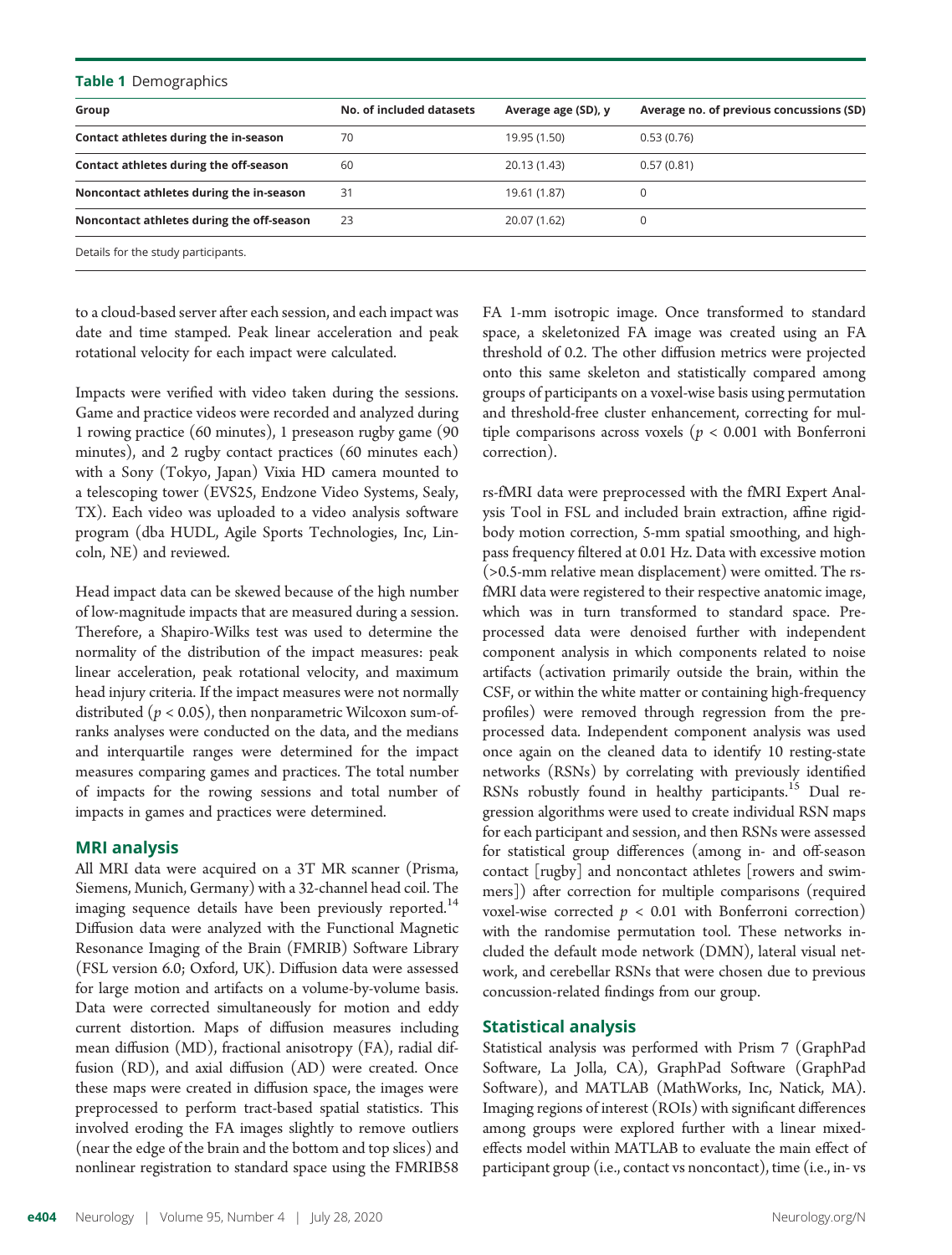**Table 1** Demographics

| Group | No. of included datasets | Average age (SD), y | Average no. of previous concussions (SD) |
|---|---|---|---|
| **Contact athletes during the in-season** | 70 | 19.95 (1.50) | 0.53 (0.76) |
| **Contact athletes during the off-season** | 60 | 20.13 (1.43) | 0.57 (0.81) |
| **Noncontact athletes during the in-season** | 31 | 19.61 (1.87) | 0 |
| **Noncontact athletes during the off-season** | 23 | 20.07 (1.62) | 0 |

Details for the study participants.

to a cloud-based server after each session, and each impact was date and time stamped. Peak linear acceleration and peak rotational velocity for each impact were calculated.

Impacts were verified with video taken during the sessions. Game and practice videos were recorded and analyzed during 1 rowing practice (60 minutes), 1 preseason rugby game (90 minutes), and 2 rugby contact practices (60 minutes each) with a Sony (Tokyo, Japan) Vixia HD camera mounted to a telescoping tower (EVS25, Endzone Video Systems, Sealy, TX). Each video was uploaded to a video analysis software program (dba HUDL, Agile Sports Technologies, Inc, Lincoln, NE) and reviewed.

Head impact data can be skewed because of the high number of low-magnitude impacts that are measured during a session. Therefore, a Shapiro-Wilks test was used to determine the normality of the distribution of the impact measures: peak linear acceleration, peak rotational velocity, and maximum head injury criteria. If the impact measures were not normally distributed ($p < 0.05$), then nonparametric Wilcoxon sum-of-ranks analyses were conducted on the data, and the medians and interquartile ranges were determined for the impact measures comparing games and practices. The total number of impacts for the rowing sessions and total number of impacts in games and practices were determined.

## MRI analysis

All MRI data were acquired on a 3T MR scanner (Prisma, Siemens, Munich, Germany) with a 32-channel head coil. The imaging sequence details have been previously reported.[14] Diffusion data were analyzed with the Functional Magnetic Resonance Imaging of the Brain (FMRIB) Software Library (FSL version 6.0; Oxford, UK). Diffusion data were assessed for large motion and artifacts on a volume-by-volume basis. Data were corrected simultaneously for motion and eddy current distortion. Maps of diffusion measures including mean diffusion (MD), fractional anisotropy (FA), radial diffusion (RD), and axial diffusion (AD) were created. Once these maps were created in diffusion space, the images were preprocessed to perform tract-based spatial statistics. This involved eroding the FA images slightly to remove outliers (near the edge of the brain and the bottom and top slices) and nonlinear registration to standard space using the FMRIB58 FA 1-mm isotropic image. Once transformed to standard space, a skeletonized FA image was created using an FA threshold of 0.2. The other diffusion metrics were projected onto this same skeleton and statistically compared among groups of participants on a voxel-wise basis using permutation and threshold-free cluster enhancement, correcting for multiple comparisons across voxels ($p < 0.001$ with Bonferroni correction).

rs-fMRI data were preprocessed with the fMRI Expert Analysis Tool in FSL and included brain extraction, affine rigid-body motion correction, 5-mm spatial smoothing, and high-pass frequency filtered at 0.01 Hz. Data with excessive motion (>0.5-mm relative mean displacement) were omitted. The rs-fMRI data were registered to their respective anatomic image, which was in turn transformed to standard space. Preprocessed data were denoised further with independent component analysis in which components related to noise artifacts (activation primarily outside the brain, within the CSF, or within the white matter or containing high-frequency profiles) were removed through regression from the preprocessed data. Independent component analysis was used once again on the cleaned data to identify 10 resting-state networks (RSNs) by correlating with previously identified RSNs robustly found in healthy participants.[15] Dual regression algorithms were used to create individual RSN maps for each participant and session, and then RSNs were assessed for statistical group differences (among in- and off-season contact [rugby] and noncontact athletes [rowers and swimmers]) after correction for multiple comparisons (required voxel-wise corrected $p < 0.01$ with Bonferroni correction) with the randomise permutation tool. These networks included the default mode network (DMN), lateral visual network, and cerebellar RSNs that were chosen due to previous concussion-related findings from our group.

## Statistical analysis

Statistical analysis was performed with Prism 7 (GraphPad Software, La Jolla, CA), GraphPad Software (GraphPad Software), and MATLAB (MathWorks, Inc, Natick, MA). Imaging regions of interest (ROIs) with significant differences among groups were explored further with a linear mixed-effects model within MATLAB to evaluate the main effect of participant group (i.e., contact vs noncontact), time (i.e., in- vs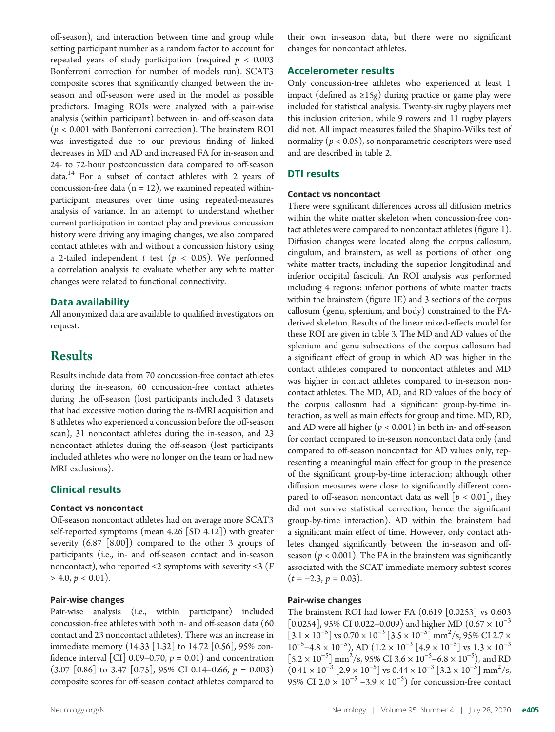off-season), and interaction between time and group while setting participant number as a random factor to account for repeated years of study participation (required $p < 0.003$ Bonferroni correction for number of models run). SCAT3 composite scores that significantly changed between the in-season and off-season were used in the model as possible predictors. Imaging ROIs were analyzed with a pair-wise analysis (within participant) between in- and off-season data ($p < 0.001$ with Bonferroni correction). The brainstem ROI was investigated due to our previous finding of linked decreases in MD and AD and increased FA for in-season and 24- to 72-hour postconcussion data compared to off-season data.[14] For a subset of contact athletes with 2 years of concussion-free data ($n = 12$), we examined repeated within-participant measures over time using repeated-measures analysis of variance. In an attempt to understand whether current participation in contact play and previous concussion history were driving any imaging changes, we also compared contact athletes with and without a concussion history using a 2-tailed independent $t$ test ($p < 0.05$). We performed a correlation analysis to evaluate whether any white matter changes were related to functional connectivity.

### Data availability

All anonymized data are available to qualified investigators on request.

## Results

Results include data from 70 concussion-free contact athletes during the in-season, 60 concussion-free contact athletes during the off-season (lost participants included 3 datasets that had excessive motion during the rs-fMRI acquisition and 8 athletes who experienced a concussion before the off-season scan), 31 noncontact athletes during the in-season, and 23 noncontact athletes during the off-season (lost participants included athletes who were no longer on the team or had new MRI exclusions).

### Clinical results

#### Contact vs noncontact

Off-season noncontact athletes had on average more SCAT3 self-reported symptoms (mean 4.26 [SD 4.12]) with greater severity (6.87 [8.00]) compared to the other 3 groups of participants (i.e., in- and off-season contact and in-season noncontact), who reported ≤2 symptoms with severity ≤3 ($F > 4.0$, $p < 0.01$).

#### Pair-wise changes

Pair-wise analysis (i.e., within participant) included concussion-free athletes with both in- and off-season data (60 contact and 23 noncontact athletes). There was an increase in immediate memory (14.33 [1.32] to 14.72 [0.56], 95% confidence interval [CI] 0.09–0.70, $p = 0.01$) and concentration (3.07 [0.86] to 3.47 [0.75], 95% CI 0.14–0.66, $p = 0.003$) composite scores for off-season contact athletes compared to their own in-season data, but there were no significant changes for noncontact athletes.

### Accelerometer results

Only concussion-free athletes who experienced at least 1 impact (defined as ≥15$g$) during practice or game play were included for statistical analysis. Twenty-six rugby players met this inclusion criterion, while 9 rowers and 11 rugby players did not. All impact measures failed the Shapiro-Wilks test of normality ($p < 0.05$), so nonparametric descriptors were used and are described in table 2.

### DTI results

#### Contact vs noncontact

There were significant differences across all diffusion metrics within the white matter skeleton when concussion-free contact athletes were compared to noncontact athletes (figure 1). Diffusion changes were located along the corpus callosum, cingulum, and brainstem, as well as portions of other long white matter tracts, including the superior longitudinal and inferior occipital fasciculi. An ROI analysis was performed including 4 regions: inferior portions of white matter tracts within the brainstem (figure 1E) and 3 sections of the corpus callosum (genu, splenium, and body) constrained to the FA-derived skeleton. Results of the linear mixed-effects model for these ROI are given in table 3. The MD and AD values of the splenium and genu subsections of the corpus callosum had a significant effect of group in which AD was higher in the contact athletes compared to noncontact athletes and MD was higher in contact athletes compared to in-season noncontact athletes. The MD, AD, and RD values of the body of the corpus callosum had a significant group-by-time interaction, as well as main effects for group and time. MD, RD, and AD were all higher ($p < 0.001$) in both in- and off-season for contact compared to in-season noncontact data only (and compared to off-season noncontact for AD values only, representing a meaningful main effect for group in the presence of the significant group-by-time interaction; although other diffusion measures were close to significantly different compared to off-season noncontact data as well [$p < 0.01$], they did not survive statistical correction, hence the significant group-by-time interaction). AD within the brainstem had a significant main effect of time. However, only contact athletes changed significantly between the in-season and off-season ($p < 0.001$). The FA in the brainstem was significantly associated with the SCAT immediate memory subtest scores ($t = -2.3$, $p = 0.03$).

#### Pair-wise changes

The brainstem ROI had lower FA (0.619 [0.0253] vs 0.603 [0.0254], 95% CI 0.022–0.009) and higher MD ($0.67 \times 10^{-3}$ [$3.1 \times 10^{-5}$] vs $0.70 \times 10^{-3}$ [$3.5 \times 10^{-5}$] $mm^2/s$, 95% CI $2.7 \times 10^{-5}$–$4.8 \times 10^{-5}$), AD ($1.2 \times 10^{-3}$ [$4.9 \times 10^{-5}$] vs $1.3 \times 10^{-3}$ [$5.2 \times 10^{-5}$] $mm^2/s$, 95% CI $3.6 \times 10^{-5}$–$6.8 \times 10^{-5}$), and RD ($0.41 \times 10^{-3}$ [$2.9 \times 10^{-5}$] vs $0.44 \times 10^{-3}$ [$3.2 \times 10^{-5}$] $mm^2/s$, 95% CI $2.0 \times 10^{-5}$ –$3.9 \times 10^{-5}$) for concussion-free contact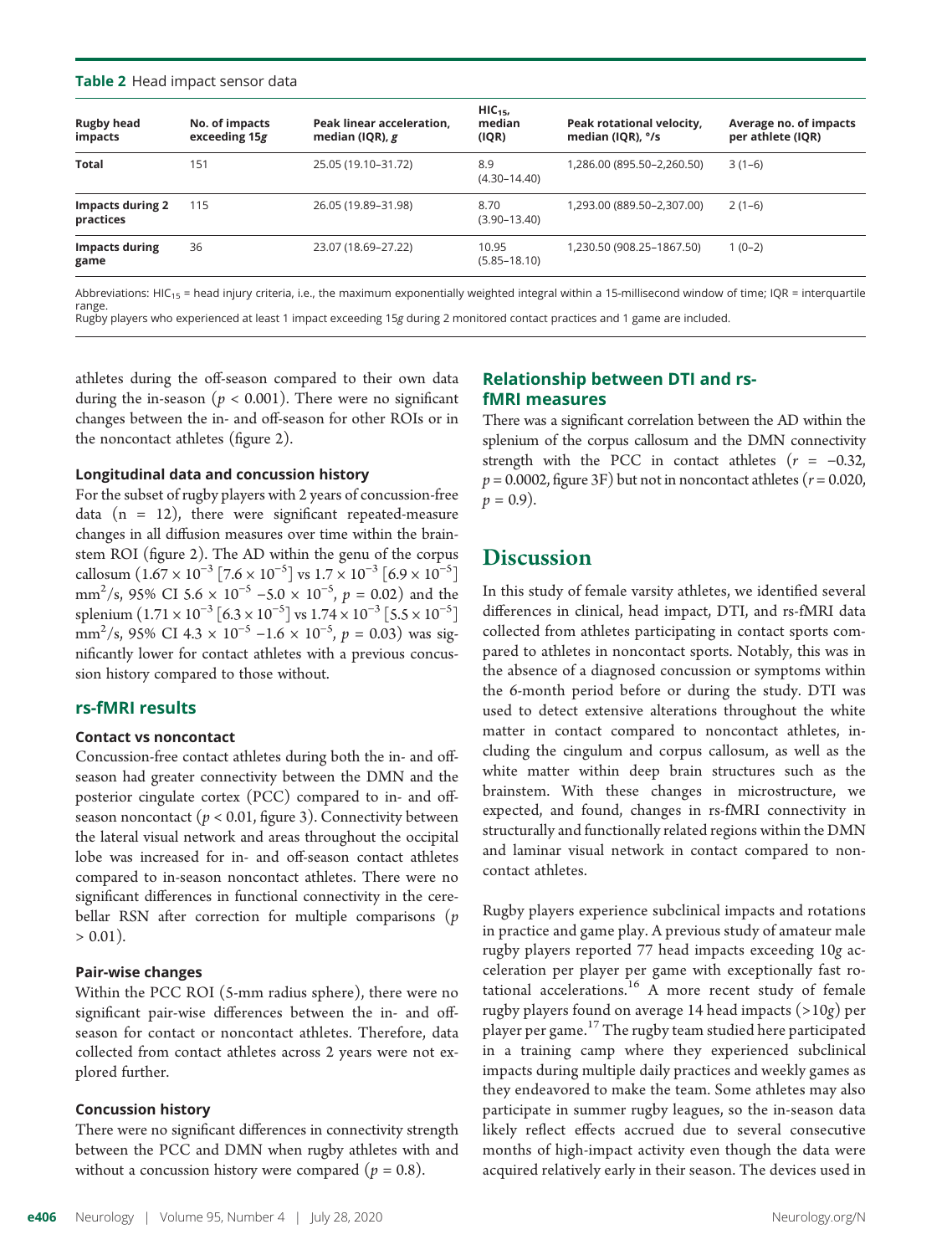**Table 2** Head impact sensor data

| Rugby head impacts | No. of impacts exceeding 15*g* | Peak linear acceleration, median (IQR), *g* | $HIC_{15}$, median (IQR) | Peak rotational velocity, median (IQR), °/s | Average no. of impacts per athlete (IQR) |
|---|---|---|---|---|---|
| **Total** | 151 | 25.05 (19.10–31.72) | 8.9 (4.30–14.40) | 1,286.00 (895.50–2,260.50) | 3 (1–6) |
| **Impacts during 2 practices** | 115 | 26.05 (19.89–31.98) | 8.70 (3.90–13.40) | 1,293.00 (889.50–2,307.00) | 2 (1–6) |
| **Impacts during game** | 36 | 23.07 (18.69–27.22) | 10.95 (5.85–18.10) | 1,230.50 (908.25–1867.50) | 1 (0–2) |

Abbreviations: $HIC_{15}$ = head injury criteria, i.e., the maximum exponentially weighted integral within a 15-millisecond window of time; IQR = interquartile range.
Rugby players who experienced at least 1 impact exceeding 15*g* during 2 monitored contact practices and 1 game are included.

athletes during the off-season compared to their own data during the in-season ($p < 0.001$). There were no significant changes between the in- and off-season for other ROIs or in the noncontact athletes (figure 2).

#### Longitudinal data and concussion history

For the subset of rugby players with 2 years of concussion-free data (n = 12), there were significant repeated-measure changes in all diffusion measures over time within the brainstem ROI (figure 2). The AD within the genu of the corpus callosum ($1.67 \times 10^{-3}$ [$7.6 \times 10^{-5}$] vs $1.7 \times 10^{-3}$ [$6.9 \times 10^{-5}$] mm$^2$/s, 95% CI $5.6 \times 10^{-5}$ $-5.0 \times 10^{-5}$, $p = 0.02$) and the splenium ($1.71 \times 10^{-3}$ [$6.3 \times 10^{-5}$] vs $1.74 \times 10^{-3}$ [$5.5 \times 10^{-5}$] mm$^2$/s, 95% CI $4.3 \times 10^{-5}$ $-1.6 \times 10^{-5}$, $p = 0.03$) was significantly lower for contact athletes with a previous concussion history compared to those without.

### rs-fMRI results

#### Contact vs noncontact

Concussion-free contact athletes during both the in- and off-season had greater connectivity between the DMN and the posterior cingulate cortex (PCC) compared to in- and off-season noncontact ($p < 0.01$, figure 3). Connectivity between the lateral visual network and areas throughout the occipital lobe was increased for in- and off-season contact athletes compared to in-season noncontact athletes. There were no significant differences in functional connectivity in the cerebellar RSN after correction for multiple comparisons ($p > 0.01$).

#### Pair-wise changes

Within the PCC ROI (5-mm radius sphere), there were no significant pair-wise differences between the in- and off-season for contact or noncontact athletes. Therefore, data collected from contact athletes across 2 years were not explored further.

#### Concussion history

There were no significant differences in connectivity strength between the PCC and DMN when rugby athletes with and without a concussion history were compared ($p = 0.8$).

### Relationship between DTI and rs-fMRI measures

There was a significant correlation between the AD within the splenium of the corpus callosum and the DMN connectivity strength with the PCC in contact athletes ($r = -0.32$, $p = 0.0002$, figure 3F) but not in noncontact athletes ($r = 0.020$, $p = 0.9$).

## Discussion

In this study of female varsity athletes, we identified several differences in clinical, head impact, DTI, and rs-fMRI data collected from athletes participating in contact sports compared to athletes in noncontact sports. Notably, this was in the absence of a diagnosed concussion or symptoms within the 6-month period before or during the study. DTI was used to detect extensive alterations throughout the white matter in contact compared to noncontact athletes, including the cingulum and corpus callosum, as well as the white matter within deep brain structures such as the brainstem. With these changes in microstructure, we expected, and found, changes in rs-fMRI connectivity in structurally and functionally related regions within the DMN and laminar visual network in contact compared to noncontact athletes.

Rugby players experience subclinical impacts and rotations in practice and game play. A previous study of amateur male rugby players reported 77 head impacts exceeding 10*g* acceleration per player per game with exceptionally fast rotational accelerations.[16] A more recent study of female rugby players found on average 14 head impacts (>10*g*) per player per game.[17] The rugby team studied here participated in a training camp where they experienced subclinical impacts during multiple daily practices and weekly games as they endeavored to make the team. Some athletes may also participate in summer rugby leagues, so the in-season data likely reflect effects accrued due to several consecutive months of high-impact activity even though the data were acquired relatively early in their season. The devices used in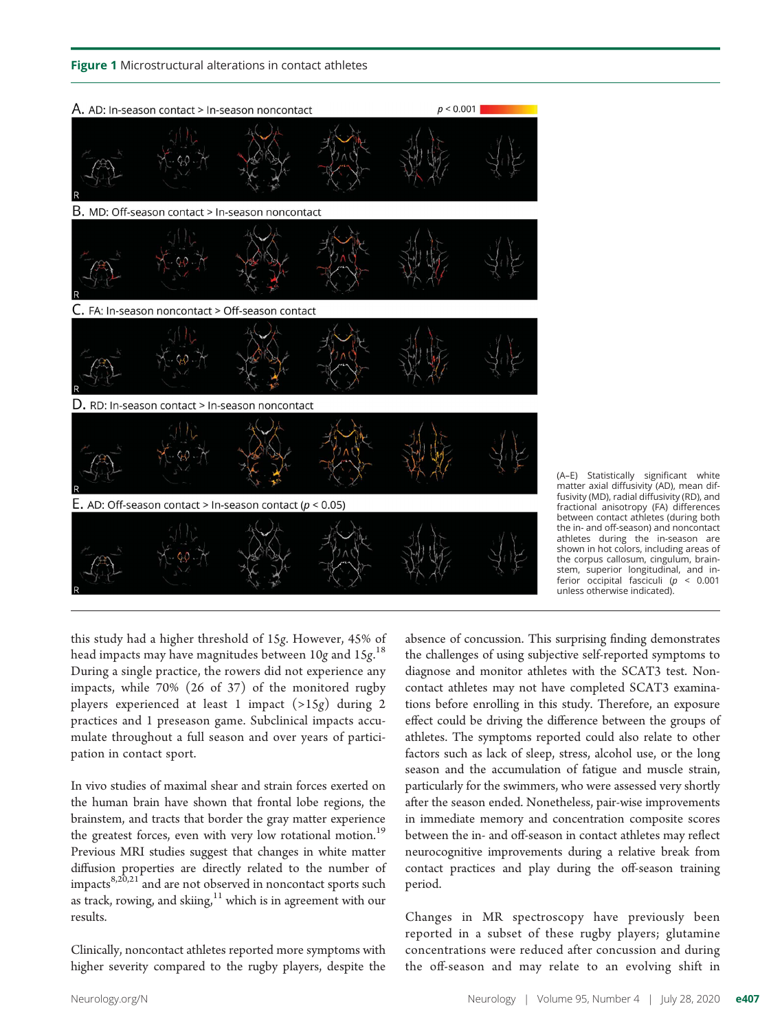**Figure 1** Microstructural alterations in contact athletes

A. AD: In-season contact > In-season noncontact

B. MD: Off-season contact > In-season noncontact

C. FA: In-season noncontact > Off-season contact

D. RD: In-season contact > In-season noncontact

E. AD: Off-season contact > In-season contact ($p < 0.05$)

(A–E) Statistically significant white matter axial diffusivity (AD), mean diffusivity (MD), radial diffusivity (RD), and fractional anisotropy (FA) differences between contact athletes (during both the in- and off-season) and noncontact athletes during the in-season are shown in hot colors, including areas of the corpus callosum, cingulum, brainstem, superior longitudinal, and inferior occipital fasciculi ($p < 0.001$ unless otherwise indicated).

this study had a higher threshold of 15*g*. However, 45% of head impacts may have magnitudes between 10*g* and 15*g*.[18] During a single practice, the rowers did not experience any impacts, while 70% (26 of 37) of the monitored rugby players experienced at least 1 impact (>15*g*) during 2 practices and 1 preseason game. Subclinical impacts accumulate throughout a full season and over years of participation in contact sport.

In vivo studies of maximal shear and strain forces exerted on the human brain have shown that frontal lobe regions, the brainstem, and tracts that border the gray matter experience the greatest forces, even with very low rotational motion.[19] Previous MRI studies suggest that changes in white matter diffusion properties are directly related to the number of impacts[8,20,21] and are not observed in noncontact sports such as track, rowing, and skiing,[11] which is in agreement with our results.

Clinically, noncontact athletes reported more symptoms with higher severity compared to the rugby players, despite the absence of concussion. This surprising finding demonstrates the challenges of using subjective self-reported symptoms to diagnose and monitor athletes with the SCAT3 test. Noncontact athletes may not have completed SCAT3 examinations before enrolling in this study. Therefore, an exposure effect could be driving the difference between the groups of athletes. The symptoms reported could also relate to other factors such as lack of sleep, stress, alcohol use, or the long season and the accumulation of fatigue and muscle strain, particularly for the swimmers, who were assessed very shortly after the season ended. Nonetheless, pair-wise improvements in immediate memory and concentration composite scores between the in- and off-season in contact athletes may reflect neurocognitive improvements during a relative break from contact practices and play during the off-season training period.

Changes in MR spectroscopy have previously been reported in a subset of these rugby players; glutamine concentrations were reduced after concussion and during the off-season and may relate to an evolving shift in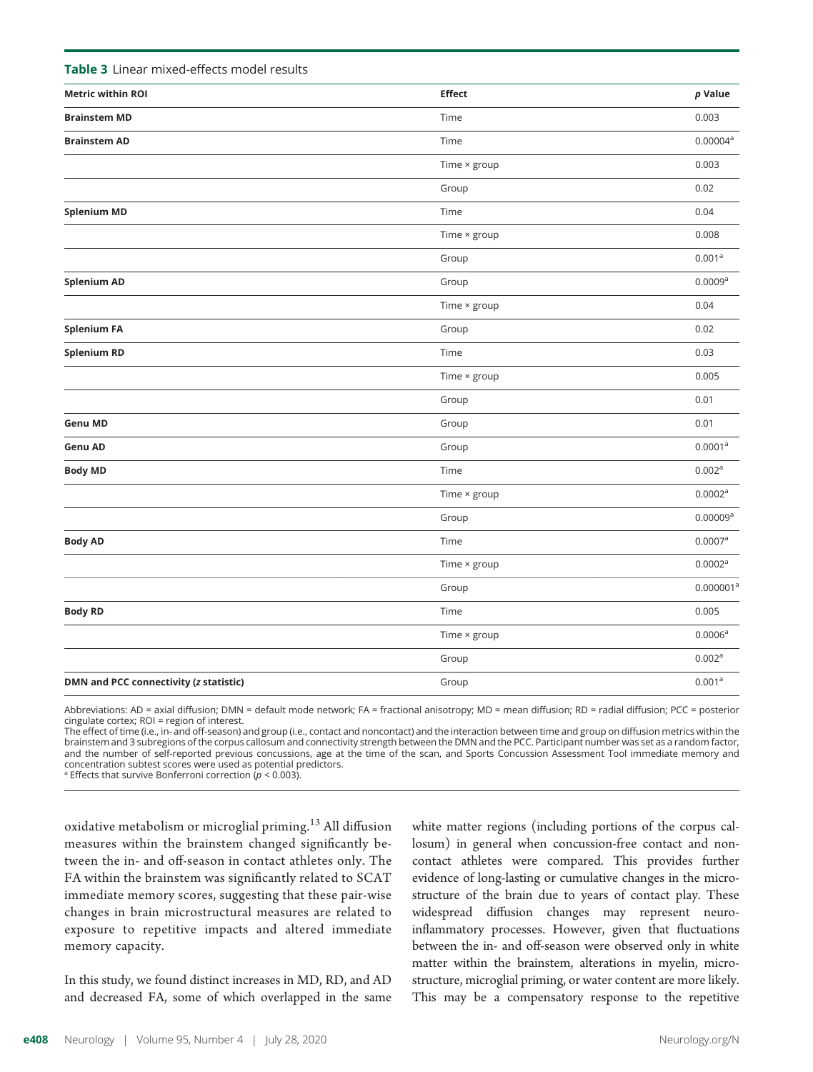**Table 3** Linear mixed-effects model results

| Metric within ROI | Effect | p Value |
|---|---|---|
| **Brainstem MD** | Time | 0.003 |
| **Brainstem AD** | Time | 0.00004[a] |
| | Time × group | 0.003 |
| | Group | 0.02 |
| **Splenium MD** | Time | 0.04 |
| | Time × group | 0.008 |
| | Group | 0.001[a] |
| **Splenium AD** | Group | 0.0009[a] |
| | Time × group | 0.04 |
| **Splenium FA** | Group | 0.02 |
| **Splenium RD** | Time | 0.03 |
| | Time × group | 0.005 |
| | Group | 0.01 |
| **Genu MD** | Group | 0.01 |
| **Genu AD** | Group | 0.0001[a] |
| **Body MD** | Time | 0.002[a] |
| | Time × group | 0.0002[a] |
| | Group | 0.00009[a] |
| **Body AD** | Time | 0.0007[a] |
| | Time × group | 0.0002[a] |
| | Group | 0.000001[a] |
| **Body RD** | Time | 0.005 |
| | Time × group | 0.0006[a] |
| | Group | 0.002[a] |
| **DMN and PCC connectivity (*z* statistic)** | Group | 0.001[a] |

Abbreviations: AD = axial diffusion; DMN = default mode network; FA = fractional anisotropy; MD = mean diffusion; RD = radial diffusion; PCC = posterior cingulate cortex; ROI = region of interest.
The effect of time (i.e., in- and off-season) and group (i.e., contact and noncontact) and the interaction between time and group on diffusion metrics within the brainstem and 3 subregions of the corpus callosum and connectivity strength between the DMN and the PCC. Participant number was set as a random factor, and the number of self-reported previous concussions, age at the time of the scan, and Sports Concussion Assessment Tool immediate memory and concentration subtest scores were used as potential predictors.
[a] Effects that survive Bonferroni correction ($p < 0.003$).

oxidative metabolism or microglial priming.[13] All diffusion measures within the brainstem changed significantly between the in- and off-season in contact athletes only. The FA within the brainstem was significantly related to SCAT immediate memory scores, suggesting that these pair-wise changes in brain microstructural measures are related to exposure to repetitive impacts and altered immediate memory capacity.

In this study, we found distinct increases in MD, RD, and AD and decreased FA, some of which overlapped in the same white matter regions (including portions of the corpus callosum) in general when concussion-free contact and noncontact athletes were compared. This provides further evidence of long-lasting or cumulative changes in the microstructure of the brain due to years of contact play. These widespread diffusion changes may represent neuroinflammatory processes. However, given that fluctuations between the in- and off-season were observed only in white matter within the brainstem, alterations in myelin, microstructure, microglial priming, or water content are more likely. This may be a compensatory response to the repetitive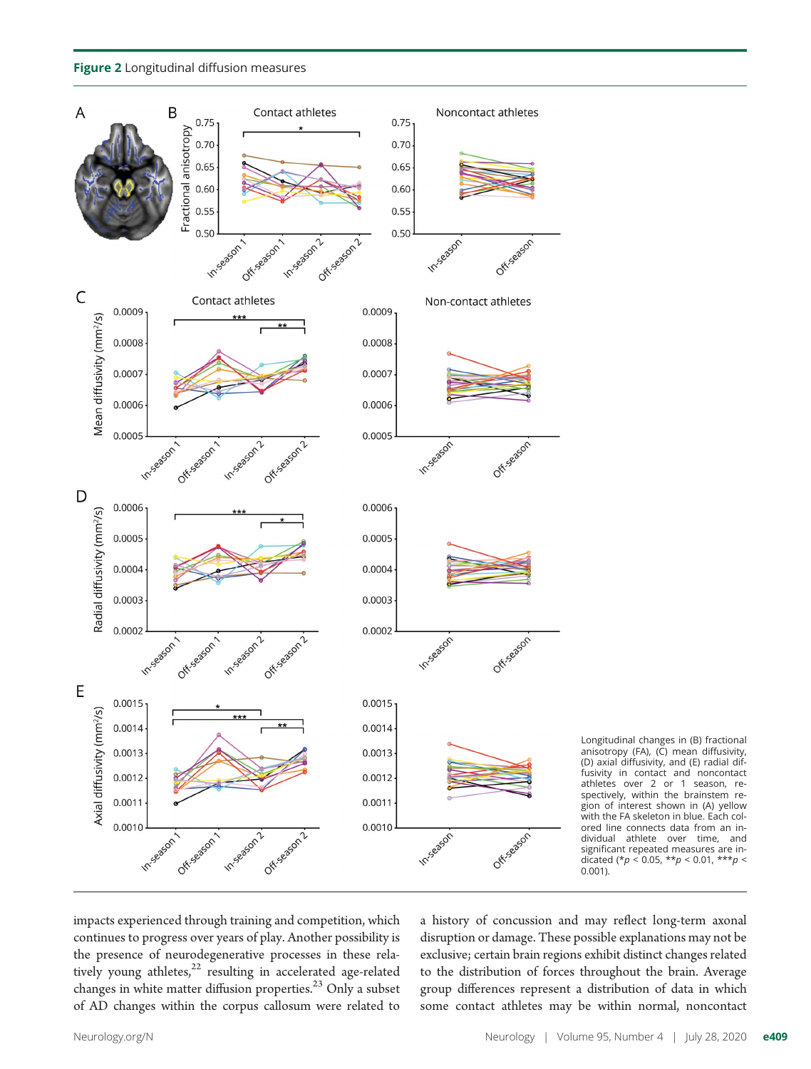**Figure 2** Longitudinal diffusion measures

Longitudinal changes in (B) fractional anisotropy (FA), (C) mean diffusivity, (D) axial diffusivity, and (E) radial diffusivity in contact and noncontact athletes over 2 or 1 season, respectively, within the brainstem region of interest shown in (A) yellow with the FA skeleton in blue. Each colored line connects data from an individual athlete over time, and significant repeated measures are indicated (*$p < 0.05$, **$p < 0.01$, ***$p < 0.001$).

impacts experienced through training and competition, which continues to progress over years of play. Another possibility is the presence of neurodegenerative processes in these relatively young athletes,[22] resulting in accelerated age-related changes in white matter diffusion properties.[23] Only a subset of AD changes within the corpus callosum were related to a history of concussion and may reflect long-term axonal disruption or damage. These possible explanations may not be exclusive; certain brain regions exhibit distinct changes related to the distribution of forces throughout the brain. Average group differences represent a distribution of data in which some contact athletes may be within normal, noncontact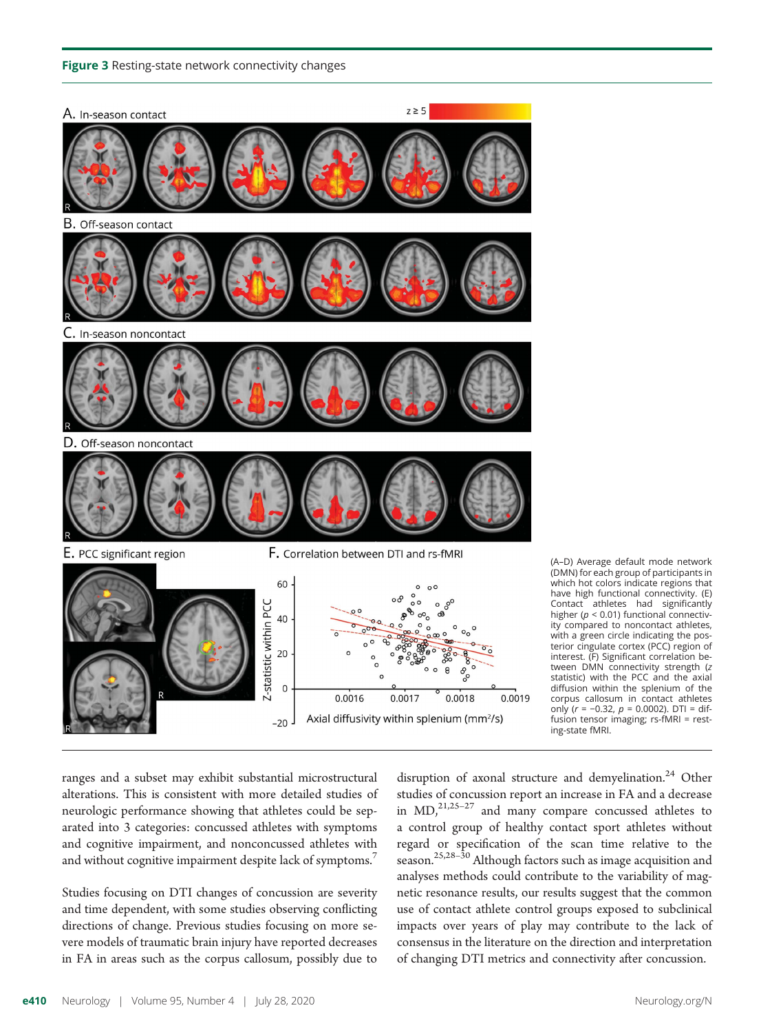**Figure 3** Resting-state network connectivity changes

(A–D) Average default mode network (DMN) for each group of participants in which hot colors indicate regions that have high functional connectivity. (E) Contact athletes had significantly higher ($p < 0.01$) functional connectivity compared to noncontact athletes, with a green circle indicating the posterior cingulate cortex (PCC) region of interest. (F) Significant correlation between DMN connectivity strength (z statistic) with the PCC and the axial diffusion within the splenium of the corpus callosum in contact athletes only ($r = -0.32$, $p = 0.0002$). DTI = diffusion tensor imaging; rs-fMRI = resting-state fMRI.

ranges and a subset may exhibit substantial microstructural alterations. This is consistent with more detailed studies of neurologic performance showing that athletes could be separated into 3 categories: concussed athletes with symptoms and cognitive impairment, and nonconcussed athletes with and without cognitive impairment despite lack of symptoms.[7]

Studies focusing on DTI changes of concussion are severity and time dependent, with some studies observing conflicting directions of change. Previous studies focusing on more severe models of traumatic brain injury have reported decreases in FA in areas such as the corpus callosum, possibly due to disruption of axonal structure and demyelination.[24] Other studies of concussion report an increase in FA and a decrease in MD,[21,25–27] and many compare concussed athletes to a control group of healthy contact sport athletes without regard or specification of the scan time relative to the season.[25,28–30] Although factors such as image acquisition and analyses methods could contribute to the variability of magnetic resonance results, our results suggest that the common use of contact athlete control groups exposed to subclinical impacts over years of play may contribute to the lack of consensus in the literature on the direction and interpretation of changing DTI metrics and connectivity after concussion.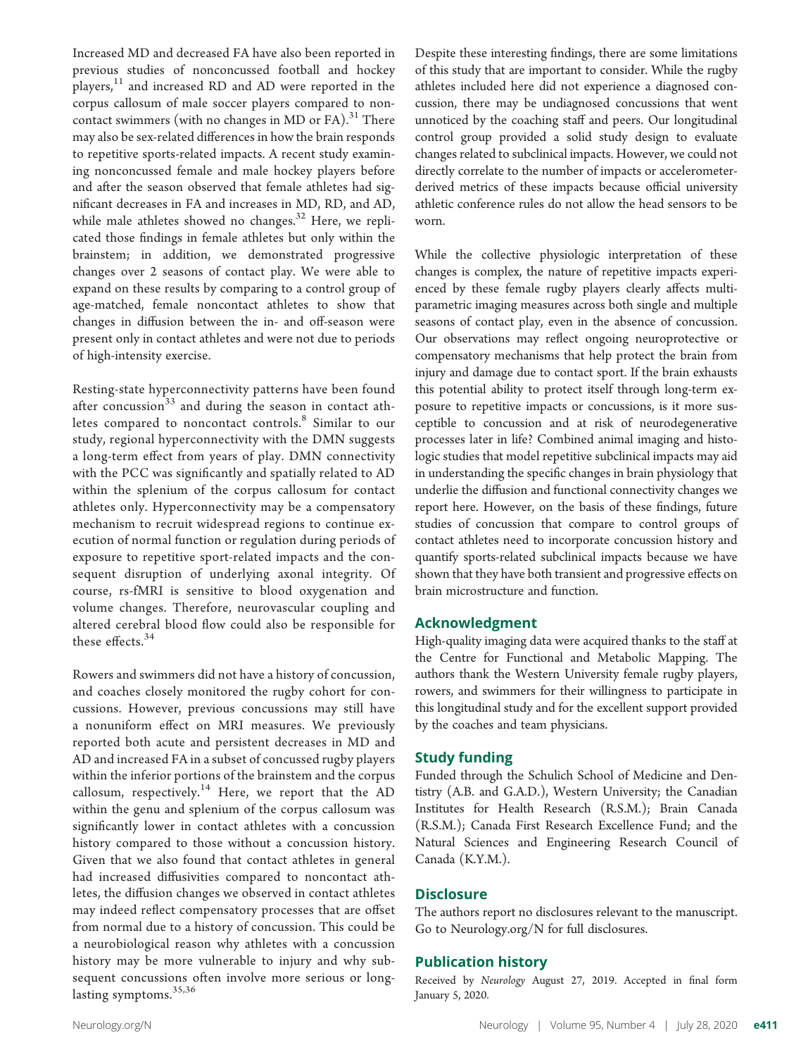Increased MD and decreased FA have also been reported in previous studies of nonconcussed football and hockey players,[11] and increased RD and AD were reported in the corpus callosum of male soccer players compared to noncontact swimmers (with no changes in MD or FA).[31] There may also be sex-related differences in how the brain responds to repetitive sports-related impacts. A recent study examining nonconcussed female and male hockey players before and after the season observed that female athletes had significant decreases in FA and increases in MD, RD, and AD, while male athletes showed no changes.[32] Here, we replicated those findings in female athletes but only within the brainstem; in addition, we demonstrated progressive changes over 2 seasons of contact play. We were able to expand on these results by comparing to a control group of age-matched, female noncontact athletes to show that changes in diffusion between the in- and off-season were present only in contact athletes and were not due to periods of high-intensity exercise.

Resting-state hyperconnectivity patterns have been found after concussion[33] and during the season in contact athletes compared to noncontact controls.[8] Similar to our study, regional hyperconnectivity with the DMN suggests a long-term effect from years of play. DMN connectivity with the PCC was significantly and spatially related to AD within the splenium of the corpus callosum for contact athletes only. Hyperconnectivity may be a compensatory mechanism to recruit widespread regions to continue execution of normal function or regulation during periods of exposure to repetitive sport-related impacts and the consequent disruption of underlying axonal integrity. Of course, rs-fMRI is sensitive to blood oxygenation and volume changes. Therefore, neurovascular coupling and altered cerebral blood flow could also be responsible for these effects.[34]

Rowers and swimmers did not have a history of concussion, and coaches closely monitored the rugby cohort for concussions. However, previous concussions may still have a nonuniform effect on MRI measures. We previously reported both acute and persistent decreases in MD and AD and increased FA in a subset of concussed rugby players within the inferior portions of the brainstem and the corpus callosum, respectively.[14] Here, we report that the AD within the genu and splenium of the corpus callosum was significantly lower in contact athletes with a concussion history compared to those without a concussion history. Given that we also found that contact athletes in general had increased diffusivities compared to noncontact athletes, the diffusion changes we observed in contact athletes may indeed reflect compensatory processes that are offset from normal due to a history of concussion. This could be a neurobiological reason why athletes with a concussion history may be more vulnerable to injury and why subsequent concussions often involve more serious or long-lasting symptoms.[35,36]

Despite these interesting findings, there are some limitations of this study that are important to consider. While the rugby athletes included here did not experience a diagnosed concussion, there may be undiagnosed concussions that went unnoticed by the coaching staff and peers. Our longitudinal control group provided a solid study design to evaluate changes related to subclinical impacts. However, we could not directly correlate to the number of impacts or accelerometer-derived metrics of these impacts because official university athletic conference rules do not allow the head sensors to be worn.

While the collective physiologic interpretation of these changes is complex, the nature of repetitive impacts experienced by these female rugby players clearly affects multiparametric imaging measures across both single and multiple seasons of contact play, even in the absence of concussion. Our observations may reflect ongoing neuroprotective or compensatory mechanisms that help protect the brain from injury and damage due to contact sport. If the brain exhausts this potential ability to protect itself through long-term exposure to repetitive impacts or concussions, is it more susceptible to concussion and at risk of neurodegenerative processes later in life? Combined animal imaging and histologic studies that model repetitive subclinical impacts may aid in understanding the specific changes in brain physiology that underlie the diffusion and functional connectivity changes we report here. However, on the basis of these findings, future studies of concussion that compare to control groups of contact athletes need to incorporate concussion history and quantify sports-related subclinical impacts because we have shown that they have both transient and progressive effects on brain microstructure and function.

## Acknowledgment

High-quality imaging data were acquired thanks to the staff at the Centre for Functional and Metabolic Mapping. The authors thank the Western University female rugby players, rowers, and swimmers for their willingness to participate in this longitudinal study and for the excellent support provided by the coaches and team physicians.

## Study funding

Funded through the Schulich School of Medicine and Dentistry (A.B. and G.A.D.), Western University; the Canadian Institutes for Health Research (R.S.M.); Brain Canada (R.S.M.); Canada First Research Excellence Fund; and the Natural Sciences and Engineering Research Council of Canada (K.Y.M.).

## Disclosure

The authors report no disclosures relevant to the manuscript. Go to Neurology.org/N for full disclosures.

## Publication history

Received by *Neurology* August 27, 2019. Accepted in final form January 5, 2020.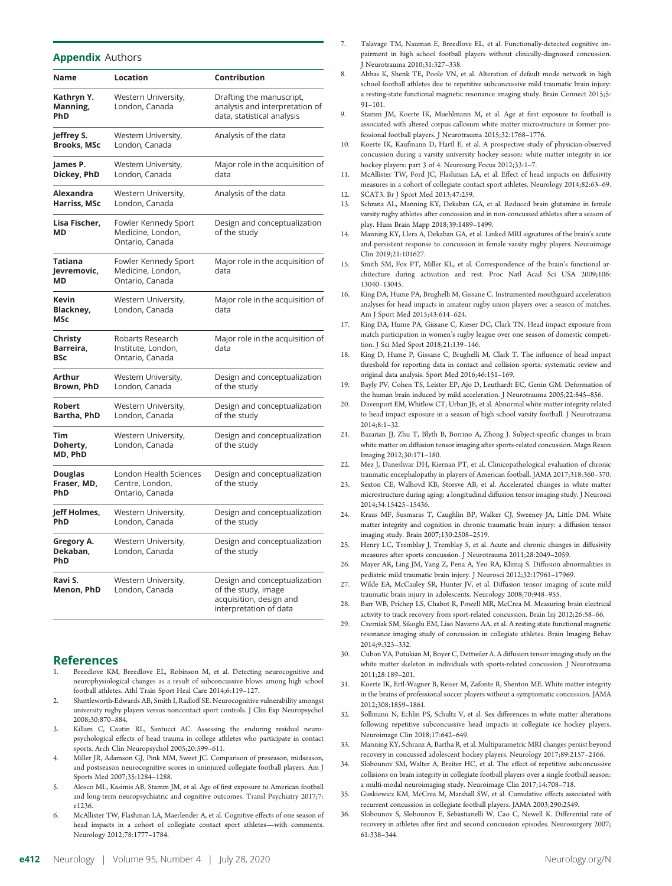## Appendix Authors

| Name | Location | Contribution |
|---|---|---|
| **Kathryn Y. Manning, PhD** | Western University, London, Canada | Drafting the manuscript, analysis and interpretation of data, statistical analysis |
| **Jeffrey S. Brooks, MSc** | Western University, London, Canada | Analysis of the data |
| **James P. Dickey, PhD** | Western University, London, Canada | Major role in the acquisition of data |
| **Alexandra Harriss, MSc** | Western University, London, Canada | Analysis of the data |
| **Lisa Fischer, MD** | Fowler Kennedy Sport Medicine, London, Ontario, Canada | Design and conceptualization of the study |
| **Tatiana Jevremovic, MD** | Fowler Kennedy Sport Medicine, London, Ontario, Canada | Major role in the acquisition of data |
| **Kevin Blackney, MSc** | Western University, London, Canada | Major role in the acquisition of data |
| **Christy Barreira, BSc** | Robarts Research Institute, London, Ontario, Canada | Major role in the acquisition of data |
| **Arthur Brown, PhD** | Western University, London, Canada | Design and conceptualization of the study |
| **Robert Bartha, PhD** | Western University, London, Canada | Design and conceptualization of the study |
| **Tim Doherty, MD, PhD** | Western University, London, Canada | Design and conceptualization of the study |
| **Douglas Fraser, MD, PhD** | London Health Sciences Centre, London, Ontario, Canada | Design and conceptualization of the study |
| **Jeff Holmes, PhD** | Western University, London, Canada | Design and conceptualization of the study |
| **Gregory A. Dekaban, PhD** | Western University, London, Canada | Design and conceptualization of the study |
| **Ravi S. Menon, PhD** | Western University, London, Canada | Design and conceptualization of the study, image acquisition, design and interpretation of data |

## References

1. Breedlove KM, Breedlove EL, Robinson M, et al. Detecting neurocognitive and neurophysiological changes as a result of subconcussive blows among high school football athletes. Athl Train Sport Heal Care 2014;6:119–127.
2. Shuttleworth-Edwards AB, Smith I, Radloff SE. Neurocognitive vulnerability amongst university rugby players versus noncontact sport controls. J Clin Exp Neuropsychol 2008;30:870–884.
3. Killam C, Cautin RL, Santucci AC. Assessing the enduring residual neuropsychological effects of head trauma in college athletes who participate in contact sports. Arch Clin Neuropsychol 2005;20:599–611.
4. Miller JR, Adamson GJ, Pink MM, Sweet JC. Comparison of preseason, midseason, and postseason neurocognitive scores in uninjured collegiate football players. Am J Sports Med 2007;35:1284–1288.
5. Alosco ML, Kasimis AB, Stamm JM, et al. Age of first exposure to American football and long-term neuropsychiatric and cognitive outcomes. Transl Psychiatry 2017;7:e1236.
6. McAllister TW, Flashman LA, Maerlender A, et al. Cognitive effects of one season of head impacts in a cohort of collegiate contact sport athletes—with comments. Neurology 2012;78:1777–1784.
7. Talavage TM, Nauman E, Breedlove EL, et al. Functionally-detected cognitive impairment in high school football players without clinically-diagnosed concussion. J Neurotrauma 2010;31:327–338.
8. Abbas K, Shenk TE, Poole VN, et al. Alteration of default mode network in high school football athletes due to repetitive subconcussive mild traumatic brain injury: a resting-state functional magnetic resonance imaging study. Brain Connect 2015;5:91–101.
9. Stamm JM, Koerte IK, Muehlmann M, et al. Age at first exposure to football is associated with altered corpus callosum white matter microstructure in former professional football players. J Neurotrauma 2015;32:1768–1776.
10. Koerte IK, Kaufmann D, Hartl E, et al. A prospective study of physician-observed concussion during a varsity university hockey season: white matter integrity in ice hockey players: part 3 of 4. Neurosurg Focus 2012;33:1–7.
11. McAllister TW, Ford JC, Flashman LA, et al. Effect of head impacts on diffusivity measures in a cohort of collegiate contact sport athletes. Neurology 2014;82:63–69.
12. SCAT3. Br J Sport Med 2013;47:259.
13. Schranz AL, Manning KY, Dekaban GA, et al. Reduced brain glutamine in female varsity rugby athletes after concussion and in non-concussed athletes after a season of play. Hum Brain Mapp 2018;39:1489–1499.
14. Manning KY, Llera A, Dekaban GA, et al. Linked MRI signatures of the brain's acute and persistent response to concussion in female varsity rugby players. Neuroimage Clin 2019;21:101627.
15. Smith SM, Fox PT, Miller KL, et al. Correspondence of the brain's functional architecture during activation and rest. Proc Natl Acad Sci USA 2009;106:13040–13045.
16. King DA, Hume PA, Brughelli M, Gissane C. Instrumented mouthguard acceleration analyses for head impacts in amateur rugby union players over a season of matches. Am J Sport Med 2015;43:614–624.
17. King DA, Hume PA, Gissane C, Kieser DC, Clark TN. Head impact exposure from match participation in women's rugby league over one season of domestic competition. J Sci Med Sport 2018;21:139–146.
18. King D, Hume P, Gissane C, Brughelli M, Clark T. The influence of head impact threshold for reporting data in contact and collision sports: systematic review and original data analysis. Sport Med 2016;46:151–169.
19. Bayly PV, Cohen TS, Leister EP, Ajo D, Leuthardt EC, Genin GM. Deformation of the human brain induced by mild acceleration. J Neurotrauma 2005;22:845–856.
20. Davenport EM, Whitlow CT, Urban JE, et al. Abnormal white matter integrity related to head impact exposure in a season of high school varsity football. J Neurotrauma 2014;8:1–32.
21. Bazarian JJ, Zhu T, Blyth B, Borrino A, Zhong J. Subject-specific changes in brain white matter on diffusion tensor imaging after sports-related concussion. Magn Reson Imaging 2012;30:171–180.
22. Mez J, Daneshvar DH, Kiernan PT, et al. Clinicopathological evaluation of chronic traumatic encephalopathy in players of American football. JAMA 2017;318:360–370.
23. Sexton CE, Walhovd KB, Storsve AB, et al. Accelerated changes in white matter microstructure during aging: a longitudinal diffusion tensor imaging study. J Neurosci 2014;34:15425–15436.
24. Kraus MF, Susmaras T, Caughlin BP, Walker CJ, Sweeney JA, Little DM. White matter integrity and cognition in chronic traumatic brain injury: a diffusion tensor imaging study. Brain 2007;130:2508–2519.
25. Henry LC, Tremblay J, Tremblay S, et al. Acute and chronic changes in diffusivity measures after sports concussion. J Neurotrauma 2011;28:2049–2059.
26. Mayer AR, Ling JM, Yang Z, Pena A, Yeo RA, Klimaj S. Diffusion abnormalities in pediatric mild traumatic brain injury. J Neurosci 2012;32:17961–17969.
27. Wilde EA, McCauley SR, Hunter JV, et al. Diffusion tensor imaging of acute mild traumatic brain injury in adolescents. Neurology 2008;70:948–955.
28. Barr WB, Prichep LS, Chabot R, Powell MR, McCrea M. Measuring brain electrical activity to track recovery from sport-related concussion. Brain Inj 2012;26:58–66.
29. Czerniak SM, Sikoglu EM, Liso Navarro AA, et al. A resting state functional magnetic resonance imaging study of concussion in collegiate athletes. Brain Imaging Behav 2014;9:323–332.
30. Cubon VA, Putukian M, Boyer C, Dettwiler A. A diffusion tensor imaging study on the white matter skeleton in individuals with sports-related concussion. J Neurotrauma 2011;28:189–201.
31. Koerte IK, Ertl-Wagner B, Reiser M, Zafonte R, Shenton ME. White matter integrity in the brains of professional soccer players without a symptomatic concussion. JAMA 2012;308:1859–1861.
32. Sollmann N, Echlin PS, Schultz V, et al. Sex differences in white matter alterations following repetitive subconcussive head impacts in collegiate ice hockey players. Neuroimage Clin 2018;17:642–649.
33. Manning KY, Schranz A, Bartha R, et al. Multiparametric MRI changes persist beyond recovery in concussed adolescent hockey players. Neurology 2017;89:2157–2166.
34. Slobounov SM, Walter A, Breiter HC, et al. The effect of repetitive subconcussive collisions on brain integrity in collegiate football players over a single football season: a multi-modal neuroimaging study. Neuroimage Clin 2017;14:708–718.
35. Guskiewicz KM, McCrea M, Marshall SW, et al. Cumulative effects associated with recurrent concussion in collegiate football players. JAMA 2003;290:2549.
36. Slobounov S, Slobounov E, Sebastianelli W, Cao C, Newell K. Differential rate of recovery in athletes after first and second concussion episodes. Neurosurgery 2007;61:338–344.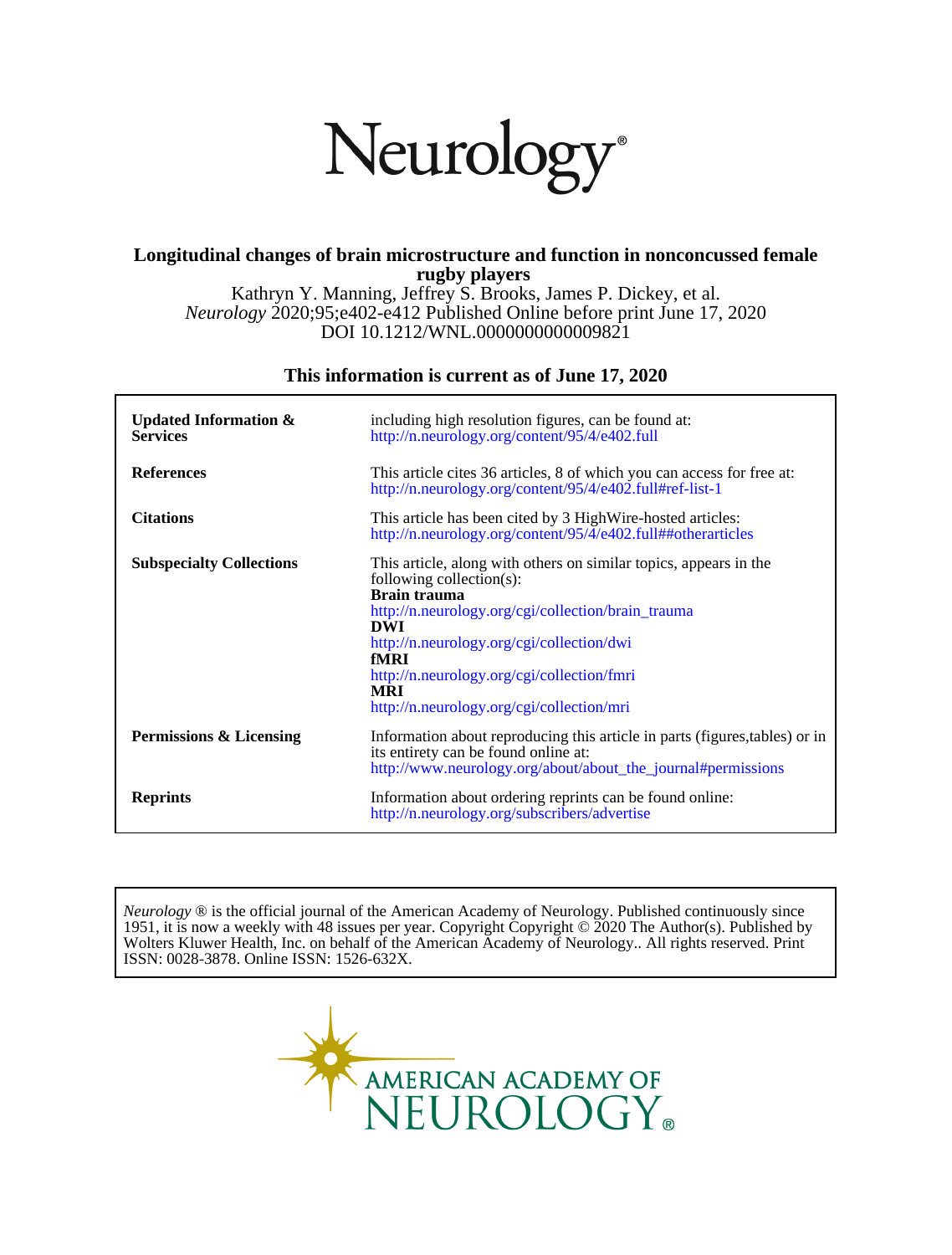# Neurology®

**Longitudinal changes of brain microstructure and function in nonconcussed female rugby players**

Kathryn Y. Manning, Jeffrey S. Brooks, James P. Dickey, et al.

*Neurology* 2020;95;e402-e412 Published Online before print June 17, 2020

DOI 10.1212/WNL.0000000000009821

**This information is current as of June 17, 2020**

| | |
|---|---|
| **Updated Information & Services** | including high resolution figures, can be found at: http://n.neurology.org/content/95/4/e402.full |
| **References** | This article cites 36 articles, 8 of which you can access for free at: http://n.neurology.org/content/95/4/e402.full#ref-list-1 |
| **Citations** | This article has been cited by 3 HighWire-hosted articles: http://n.neurology.org/content/95/4/e402.full##otherarticles |
| **Subspecialty Collections** | This article, along with others on similar topics, appears in the following collection(s): **Brain trauma** http://n.neurology.org/cgi/collection/brain_trauma **DWI** http://n.neurology.org/cgi/collection/dwi **fMRI** http://n.neurology.org/cgi/collection/fmri **MRI** http://n.neurology.org/cgi/collection/mri |
| **Permissions & Licensing** | Information about reproducing this article in parts (figures,tables) or in its entirety can be found online at: http://www.neurology.org/about/about_the_journal#permissions |
| **Reprints** | Information about ordering reprints can be found online: http://n.neurology.org/subscribers/advertise |

*Neurology* ® is the official journal of the American Academy of Neurology. Published continuously since 1951, it is now a weekly with 48 issues per year. Copyright Copyright © 2020 The Author(s). Published by Wolters Kluwer Health, Inc. on behalf of the American Academy of Neurology.. All rights reserved. Print ISSN: 0028-3878. Online ISSN: 1526-632X.

AMERICAN ACADEMY OF NEUROLOGY®